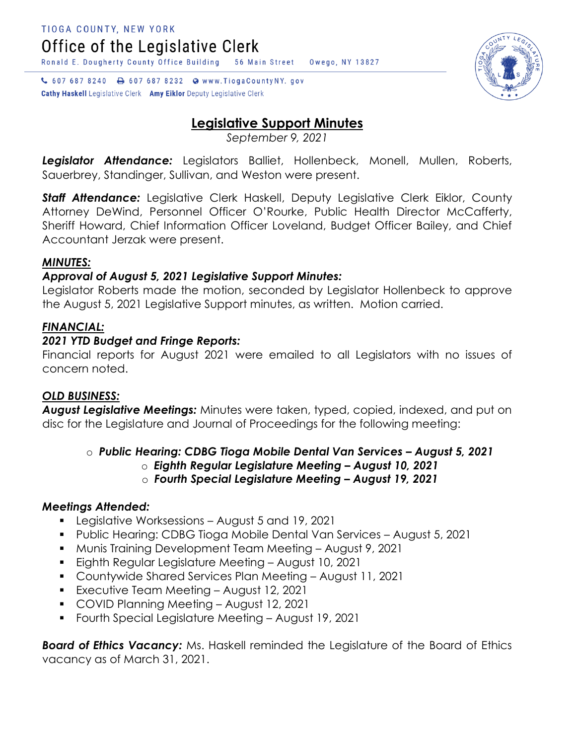TIOGA COUNTY, NEW YORK

Office of the Legislative Clerk

Ronald E. Dougherty County Office Building 56 Main Street Owego, NY 13827

607 687 8240 607 687 8232 www.TiogaCountyNY.gov

**Cathy Haskell** Legislative Clerk **Amy Eiklor** Deputy Legislative Clerk

# Legislative Support Minutes

*September 9, 2021*

***Legislator Attendance:*** Legislators Balliet, Hollenbeck, Monell, Mullen, Roberts, Sauerbrey, Standinger, Sullivan, and Weston were present.

***Staff Attendance:*** Legislative Clerk Haskell, Deputy Legislative Clerk Eiklor, County Attorney DeWind, Personnel Officer O'Rourke, Public Health Director McCafferty, Sheriff Howard, Chief Information Officer Loveland, Budget Officer Bailey, and Chief Accountant Jerzak were present.

## *MINUTES:*

### *Approval of August 5, 2021 Legislative Support Minutes:*

Legislator Roberts made the motion, seconded by Legislator Hollenbeck to approve the August 5, 2021 Legislative Support minutes, as written. Motion carried.

## *FINANCIAL:*

### *2021 YTD Budget and Fringe Reports:*

Financial reports for August 2021 were emailed to all Legislators with no issues of concern noted.

## *OLD BUSINESS:*

***August Legislative Meetings:*** Minutes were taken, typed, copied, indexed, and put on disc for the Legislature and Journal of Proceedings for the following meeting:

- ***Public Hearing: CDBG Tioga Mobile Dental Van Services – August 5, 2021***
- ***Eighth Regular Legislature Meeting – August 10, 2021***
- ***Fourth Special Legislature Meeting – August 19, 2021***

### *Meetings Attended:*

- Legislative Worksessions – August 5 and 19, 2021
- Public Hearing: CDBG Tioga Mobile Dental Van Services – August 5, 2021
- Munis Training Development Team Meeting – August 9, 2021
- Eighth Regular Legislature Meeting – August 10, 2021
- Countywide Shared Services Plan Meeting – August 11, 2021
- Executive Team Meeting – August 12, 2021
- COVID Planning Meeting – August 12, 2021
- Fourth Special Legislature Meeting – August 19, 2021

***Board of Ethics Vacancy:*** Ms. Haskell reminded the Legislature of the Board of Ethics vacancy as of March 31, 2021.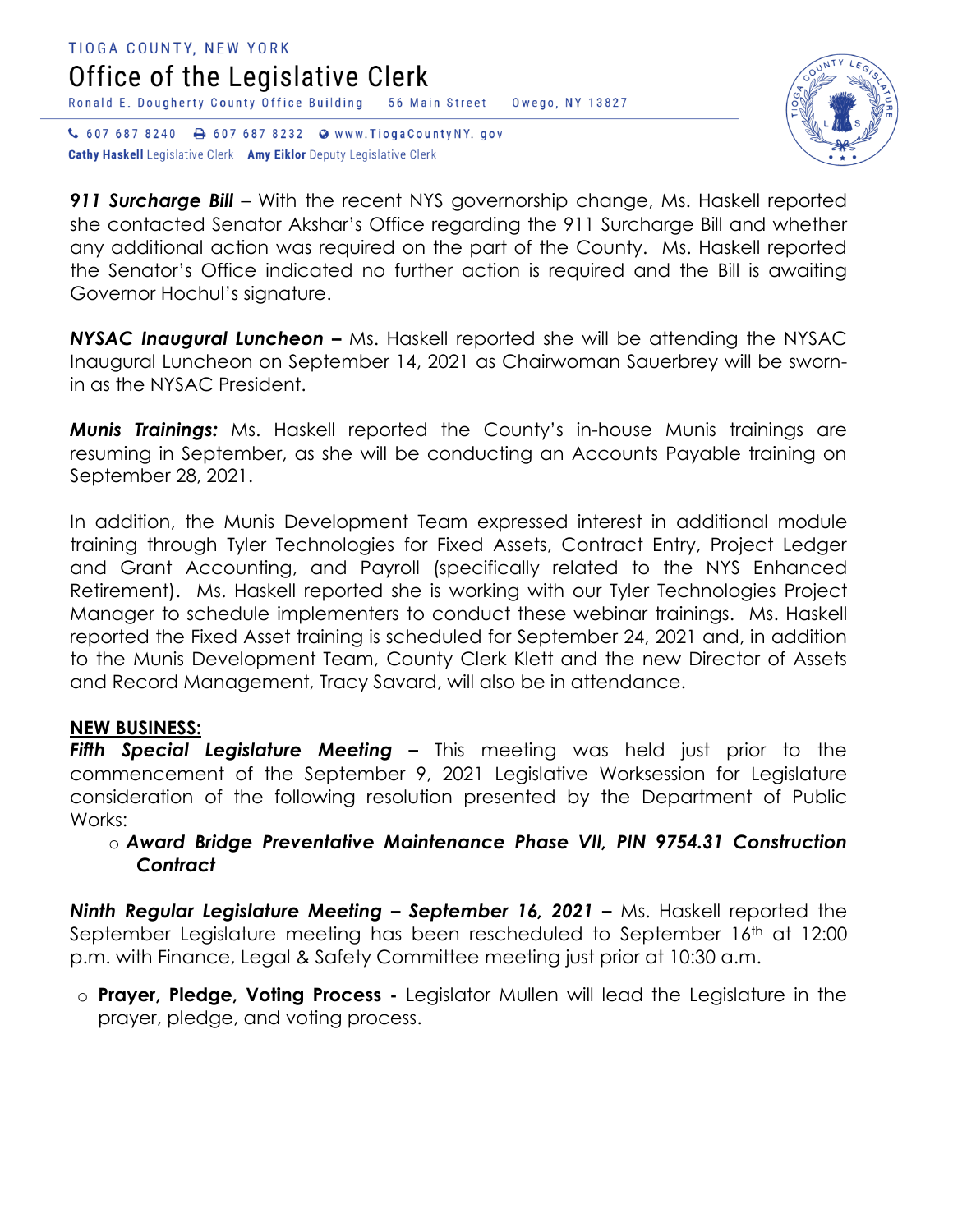***911 Surcharge Bill*** – With the recent NYS governorship change, Ms. Haskell reported she contacted Senator Akshar's Office regarding the 911 Surcharge Bill and whether any additional action was required on the part of the County. Ms. Haskell reported the Senator's Office indicated no further action is required and the Bill is awaiting Governor Hochul's signature.

***NYSAC Inaugural Luncheon –*** Ms. Haskell reported she will be attending the NYSAC Inaugural Luncheon on September 14, 2021 as Chairwoman Sauerbrey will be sworn-in as the NYSAC President.

***Munis Trainings:*** Ms. Haskell reported the County's in-house Munis trainings are resuming in September, as she will be conducting an Accounts Payable training on September 28, 2021.

In addition, the Munis Development Team expressed interest in additional module training through Tyler Technologies for Fixed Assets, Contract Entry, Project Ledger and Grant Accounting, and Payroll (specifically related to the NYS Enhanced Retirement). Ms. Haskell reported she is working with our Tyler Technologies Project Manager to schedule implementers to conduct these webinar trainings. Ms. Haskell reported the Fixed Asset training is scheduled for September 24, 2021 and, in addition to the Munis Development Team, County Clerk Klett and the new Director of Assets and Record Management, Tracy Savard, will also be in attendance.

**NEW BUSINESS:**

***Fifth Special Legislature Meeting –*** This meeting was held just prior to the commencement of the September 9, 2021 Legislative Worksession for Legislature consideration of the following resolution presented by the Department of Public Works:

- ***Award Bridge Preventative Maintenance Phase VII, PIN 9754.31 Construction Contract***

***Ninth Regular Legislature Meeting – September 16, 2021 –*** Ms. Haskell reported the September Legislature meeting has been rescheduled to September 16th at 12:00 p.m. with Finance, Legal & Safety Committee meeting just prior at 10:30 a.m.

- **Prayer, Pledge, Voting Process -** Legislator Mullen will lead the Legislature in the prayer, pledge, and voting process.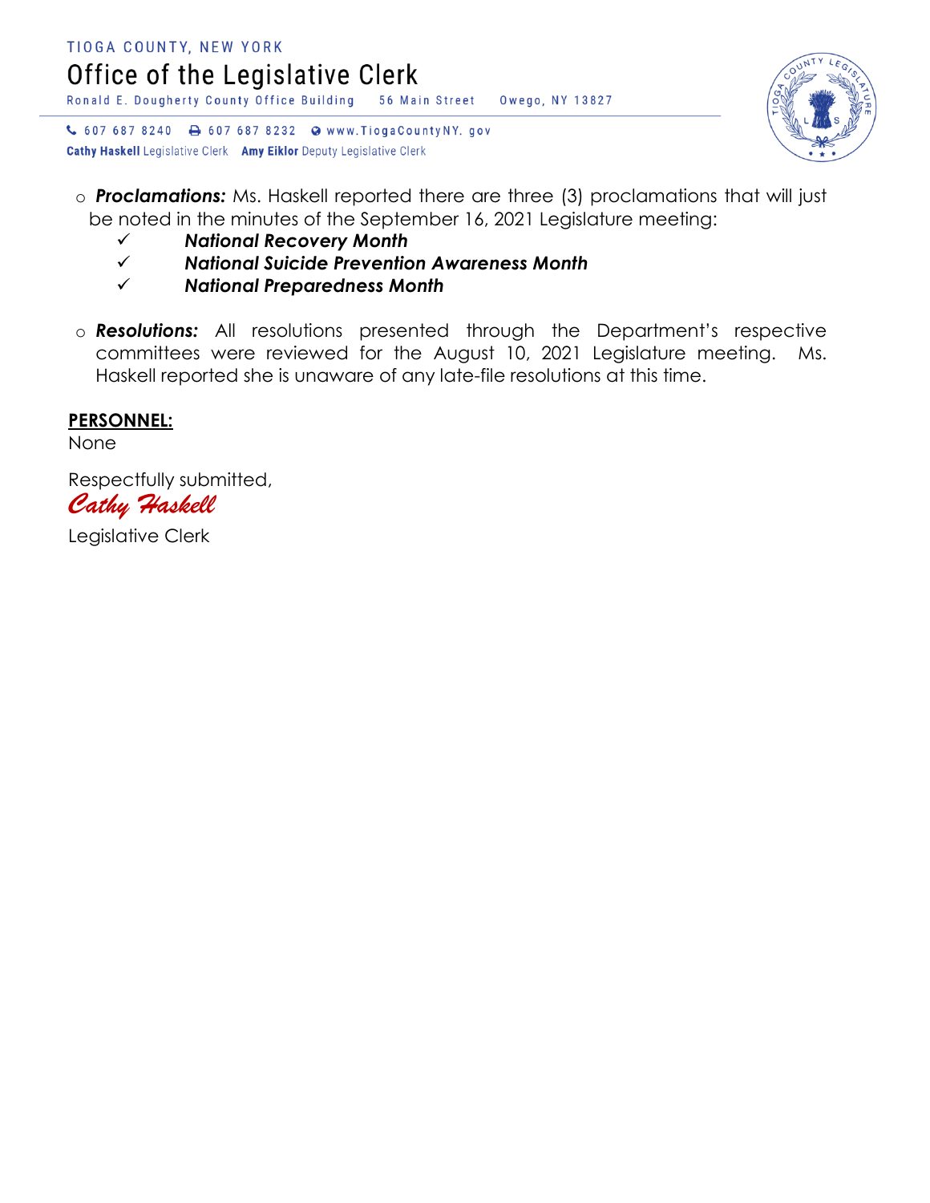- ***Proclamations:*** Ms. Haskell reported there are three (3) proclamations that will just be noted in the minutes of the September 16, 2021 Legislature meeting:
  - ✓ ***National Recovery Month***
  - ✓ ***National Suicide Prevention Awareness Month***
  - ✓ ***National Preparedness Month***

- ***Resolutions:*** All resolutions presented through the Department's respective committees were reviewed for the August 10, 2021 Legislature meeting. Ms. Haskell reported she is unaware of any late-file resolutions at this time.

**PERSONNEL:**

None

Respectfully submitted,

*Cathy Haskell*

Legislative Clerk